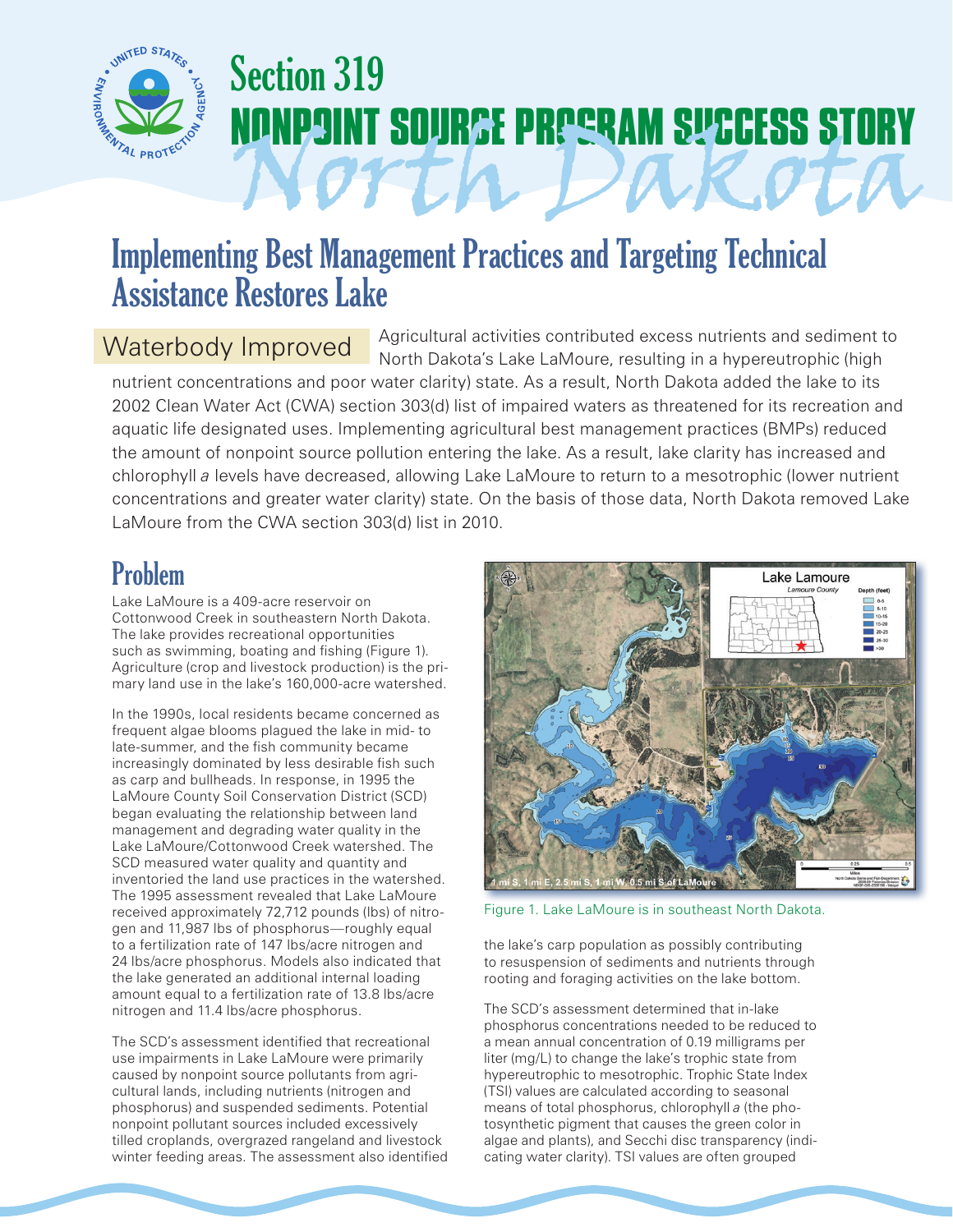# Section 319 NONPOINT SOURCE PROGRAM SUCCESS STORY

## North Dakota

# Implementing Best Management Practices and Targeting Technical Assistance Restores Lake

**Waterbody Improved** Agricultural activities contributed excess nutrients and sediment to North Dakota's Lake LaMoure, resulting in a hypereutrophic (high nutrient concentrations and poor water clarity) state. As a result, North Dakota added the lake to its 2002 Clean Water Act (CWA) section 303(d) list of impaired waters as threatened for its recreation and aquatic life designated uses. Implementing agricultural best management practices (BMPs) reduced the amount of nonpoint source pollution entering the lake. As a result, lake clarity has increased and chlorophyll *a* levels have decreased, allowing Lake LaMoure to return to a mesotrophic (lower nutrient concentrations and greater water clarity) state. On the basis of those data, North Dakota removed Lake LaMoure from the CWA section 303(d) list in 2010.

## Problem

Lake LaMoure is a 409-acre reservoir on Cottonwood Creek in southeastern North Dakota. The lake provides recreational opportunities such as swimming, boating and fishing (Figure 1). Agriculture (crop and livestock production) is the primary land use in the lake's 160,000-acre watershed.

In the 1990s, local residents became concerned as frequent algae blooms plagued the lake in mid- to late-summer, and the fish community became increasingly dominated by less desirable fish such as carp and bullheads. In response, in 1995 the LaMoure County Soil Conservation District (SCD) began evaluating the relationship between land management and degrading water quality in the Lake LaMoure/Cottonwood Creek watershed. The SCD measured water quality and quantity and inventoried the land use practices in the watershed. The 1995 assessment revealed that Lake LaMoure received approximately 72,712 pounds (lbs) of nitrogen and 11,987 lbs of phosphorus—roughly equal to a fertilization rate of 147 lbs/acre nitrogen and 24 lbs/acre phosphorus. Models also indicated that the lake generated an additional internal loading amount equal to a fertilization rate of 13.8 lbs/acre nitrogen and 11.4 lbs/acre phosphorus.

The SCD's assessment identified that recreational use impairments in Lake LaMoure were primarily caused by nonpoint source pollutants from agricultural lands, including nutrients (nitrogen and phosphorus) and suspended sediments. Potential nonpoint pollutant sources included excessively tilled croplands, overgrazed rangeland and livestock winter feeding areas. The assessment also identified the lake's carp population as possibly contributing to resuspension of sediments and nutrients through rooting and foraging activities on the lake bottom.

Figure 1. Lake LaMoure is in southeast North Dakota.

The SCD's assessment determined that in-lake phosphorus concentrations needed to be reduced to a mean annual concentration of 0.19 milligrams per liter (mg/L) to change the lake's trophic state from hypereutrophic to mesotrophic. Trophic State Index (TSI) values are calculated according to seasonal means of total phosphorus, chlorophyll *a* (the photosynthetic pigment that causes the green color in algae and plants), and Secchi disc transparency (indicating water clarity). TSI values are often grouped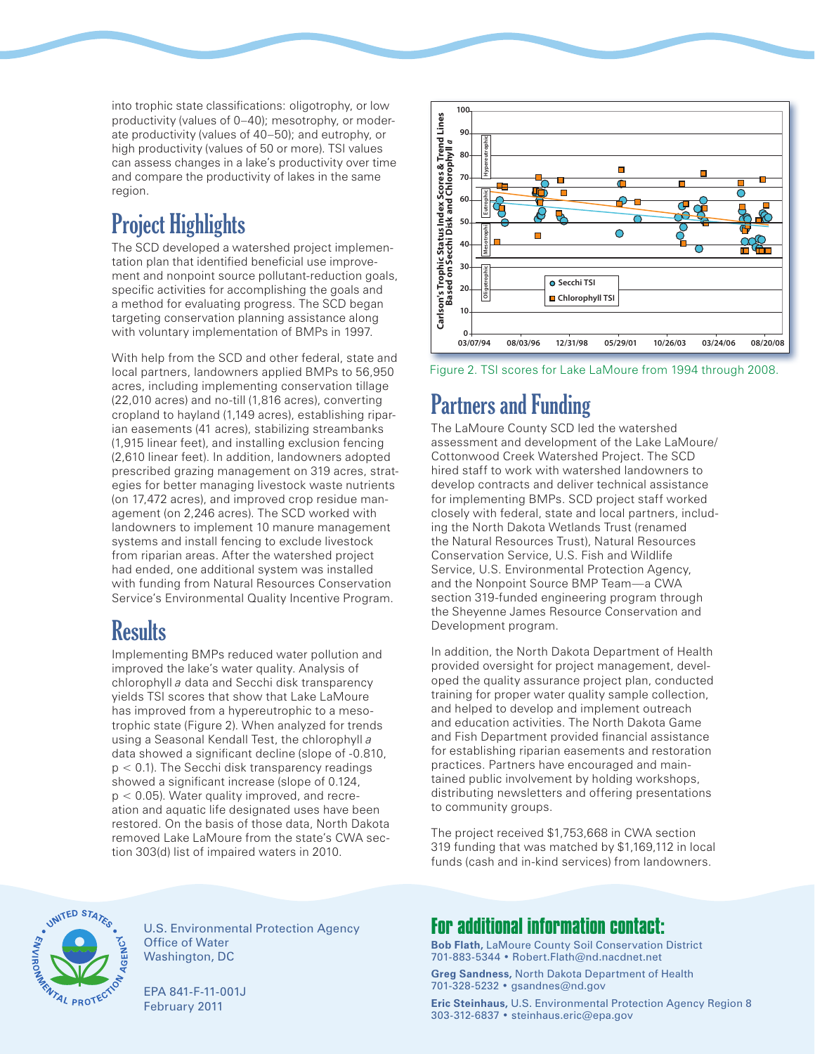into trophic state classifications: oligotrophy, or low productivity (values of 0–40); mesotrophy, or moderate productivity (values of 40–50); and eutrophy, or high productivity (values of 50 or more). TSI values can assess changes in a lake's productivity over time and compare the productivity of lakes in the same region.

## Project Highlights

The SCD developed a watershed project implementation plan that identified beneficial use improvement and nonpoint source pollutant-reduction goals, specific activities for accomplishing the goals and a method for evaluating progress. The SCD began targeting conservation planning assistance along with voluntary implementation of BMPs in 1997.

With help from the SCD and other federal, state and local partners, landowners applied BMPs to 56,950 acres, including implementing conservation tillage (22,010 acres) and no-till (1,816 acres), converting cropland to hayland (1,149 acres), establishing riparian easements (41 acres), stabilizing streambanks (1,915 linear feet), and installing exclusion fencing (2,610 linear feet). In addition, landowners adopted prescribed grazing management on 319 acres, strategies for better managing livestock waste nutrients (on 17,472 acres), and improved crop residue management (on 2,246 acres). The SCD worked with landowners to implement 10 manure management systems and install fencing to exclude livestock from riparian areas. After the watershed project had ended, one additional system was installed with funding from Natural Resources Conservation Service's Environmental Quality Incentive Program.

## Results

Implementing BMPs reduced water pollution and improved the lake's water quality. Analysis of chlorophyll *a* data and Secchi disk transparency yields TSI scores that show that Lake LaMoure has improved from a hypereutrophic to a mesotrophic state (Figure 2). When analyzed for trends using a Seasonal Kendall Test, the chlorophyll *a* data showed a significant decline (slope of -0.810, $p < 0.1$). The Secchi disk transparency readings showed a significant increase (slope of 0.124, $p < 0.05$). Water quality improved, and recreation and aquatic life designated uses have been restored. On the basis of those data, North Dakota removed Lake LaMoure from the state's CWA section 303(d) list of impaired waters in 2010.

Carlson's Trophic Status Index Scores & Trend Lines Based on Secchi Disk and Chlorophyll *a*

100
90
80
70
60
50
40
30
20
10
0

Hypereutrophic
Eutrophic
Mesotrophic
Oligotrophic

Secchi TSI
Chlorophyll TSI

03/07/94
08/03/96
12/31/98
05/29/01
10/26/03
03/24/06
08/20/08

Figure 2. TSI scores for Lake LaMoure from 1994 through 2008.

## Partners and Funding

The LaMoure County SCD led the watershed assessment and development of the Lake LaMoure/Cottonwood Creek Watershed Project. The SCD hired staff to work with watershed landowners to develop contracts and deliver technical assistance for implementing BMPs. SCD project staff worked closely with federal, state and local partners, including the North Dakota Wetlands Trust (renamed the Natural Resources Trust), Natural Resources Conservation Service, U.S. Fish and Wildlife Service, U.S. Environmental Protection Agency, and the Nonpoint Source BMP Team—a CWA section 319-funded engineering program through the Sheyenne James Resource Conservation and Development program.

In addition, the North Dakota Department of Health provided oversight for project management, developed the quality assurance project plan, conducted training for proper water quality sample collection, and helped to develop and implement outreach and education activities. The North Dakota Game and Fish Department provided financial assistance for establishing riparian easements and restoration practices. Partners have encouraged and maintained public involvement by holding workshops, distributing newsletters and offering presentations to community groups.

The project received $1,753,668 in CWA section 319 funding that was matched by $1,169,112 in local funds (cash and in-kind services) from landowners.

U.S. Environmental Protection Agency
Office of Water
Washington, DC

EPA 841-F-11-001J
February 2011

## For additional information contact:

**Bob Flath,** LaMoure County Soil Conservation District
701-883-5344 • Robert.Flath@nd.nacdnet.net

**Greg Sandness,** North Dakota Department of Health
701-328-5232 • gsandnes@nd.gov

**Eric Steinhaus,** U.S. Environmental Protection Agency Region 8
303-312-6837 • steinhaus.eric@epa.gov